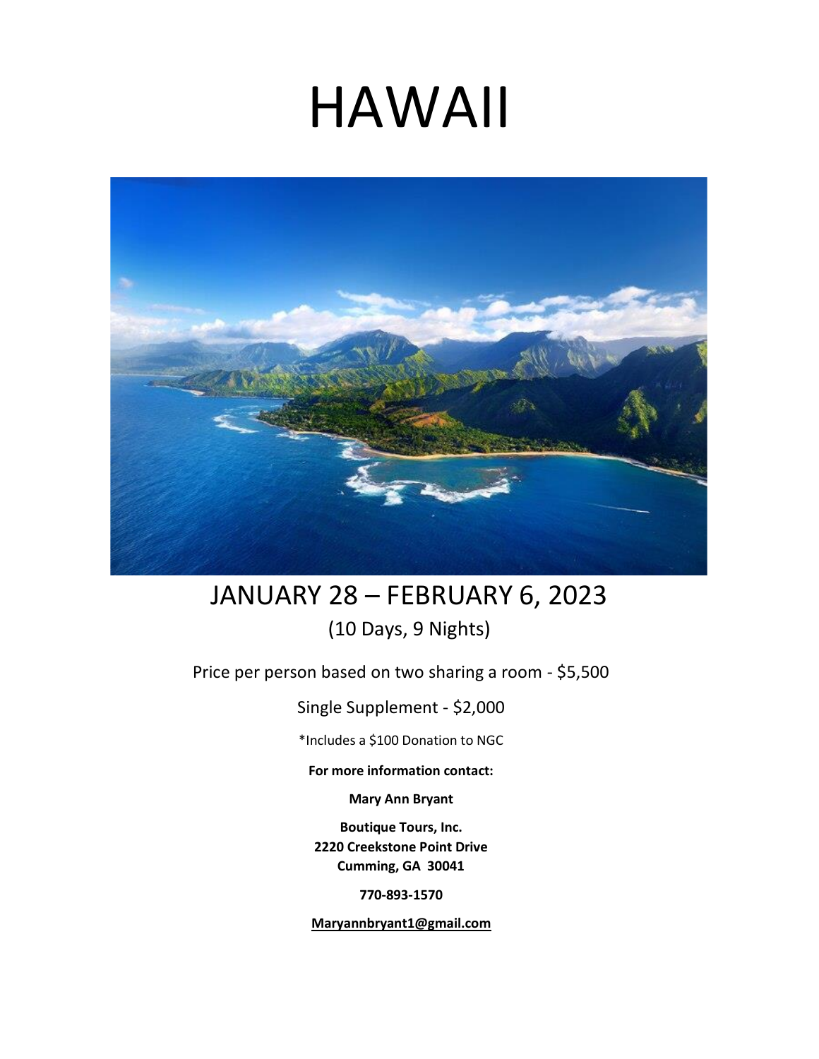# HAWAII

## JANUARY 28 – FEBRUARY 6, 2023

(10 Days, 9 Nights)

Price per person based on two sharing a room - $5,500

Single Supplement - $2,000

*Includes a $100 Donation to NGC

**For more information contact:**

**Mary Ann Bryant**

**Boutique Tours, Inc.**
**2220 Creekstone Point Drive**
**Cumming, GA 30041**

**770-893-1570**

**Maryannbryant1@gmail.com**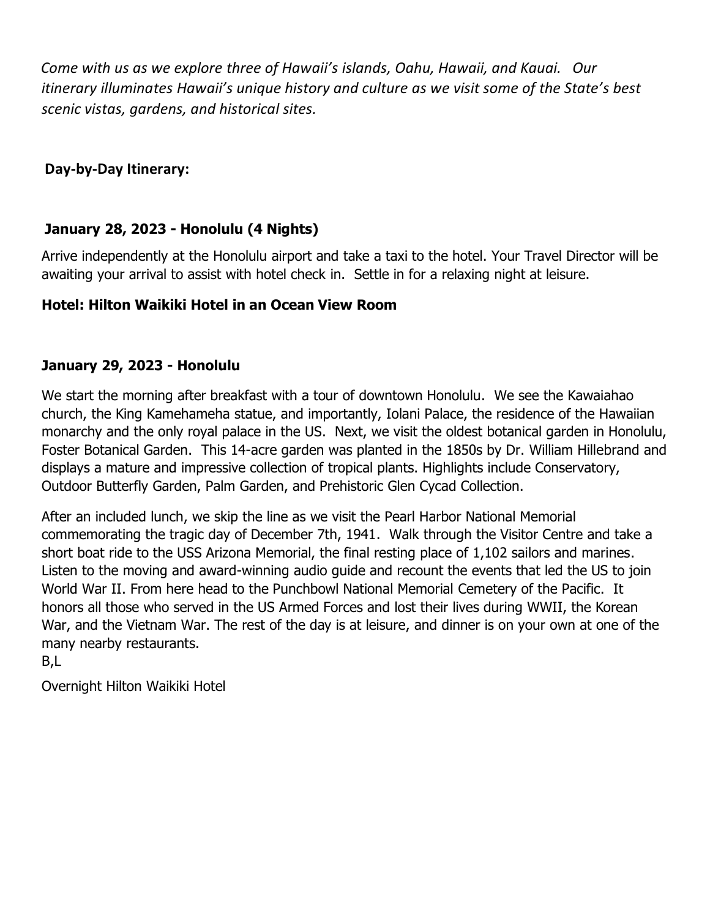*Come with us as we explore three of Hawaii's islands, Oahu, Hawaii, and Kauai. Our itinerary illuminates Hawaii's unique history and culture as we visit some of the State's best scenic vistas, gardens, and historical sites.*

**Day-by-Day Itinerary:**

### January 28, 2023 - Honolulu (4 Nights)

Arrive independently at the Honolulu airport and take a taxi to the hotel. Your Travel Director will be awaiting your arrival to assist with hotel check in. Settle in for a relaxing night at leisure.

**Hotel: Hilton Waikiki Hotel in an Ocean View Room**

### January 29, 2023 - Honolulu

We start the morning after breakfast with a tour of downtown Honolulu. We see the Kawaiahao church, the King Kamehameha statue, and importantly, Iolani Palace, the residence of the Hawaiian monarchy and the only royal palace in the US. Next, we visit the oldest botanical garden in Honolulu, Foster Botanical Garden. This 14-acre garden was planted in the 1850s by Dr. William Hillebrand and displays a mature and impressive collection of tropical plants. Highlights include Conservatory, Outdoor Butterfly Garden, Palm Garden, and Prehistoric Glen Cycad Collection.

After an included lunch, we skip the line as we visit the Pearl Harbor National Memorial commemorating the tragic day of December 7th, 1941. Walk through the Visitor Centre and take a short boat ride to the USS Arizona Memorial, the final resting place of 1,102 sailors and marines. Listen to the moving and award-winning audio guide and recount the events that led the US to join World War II. From here head to the Punchbowl National Memorial Cemetery of the Pacific. It honors all those who served in the US Armed Forces and lost their lives during WWII, the Korean War, and the Vietnam War. The rest of the day is at leisure, and dinner is on your own at one of the many nearby restaurants.
B,L

Overnight Hilton Waikiki Hotel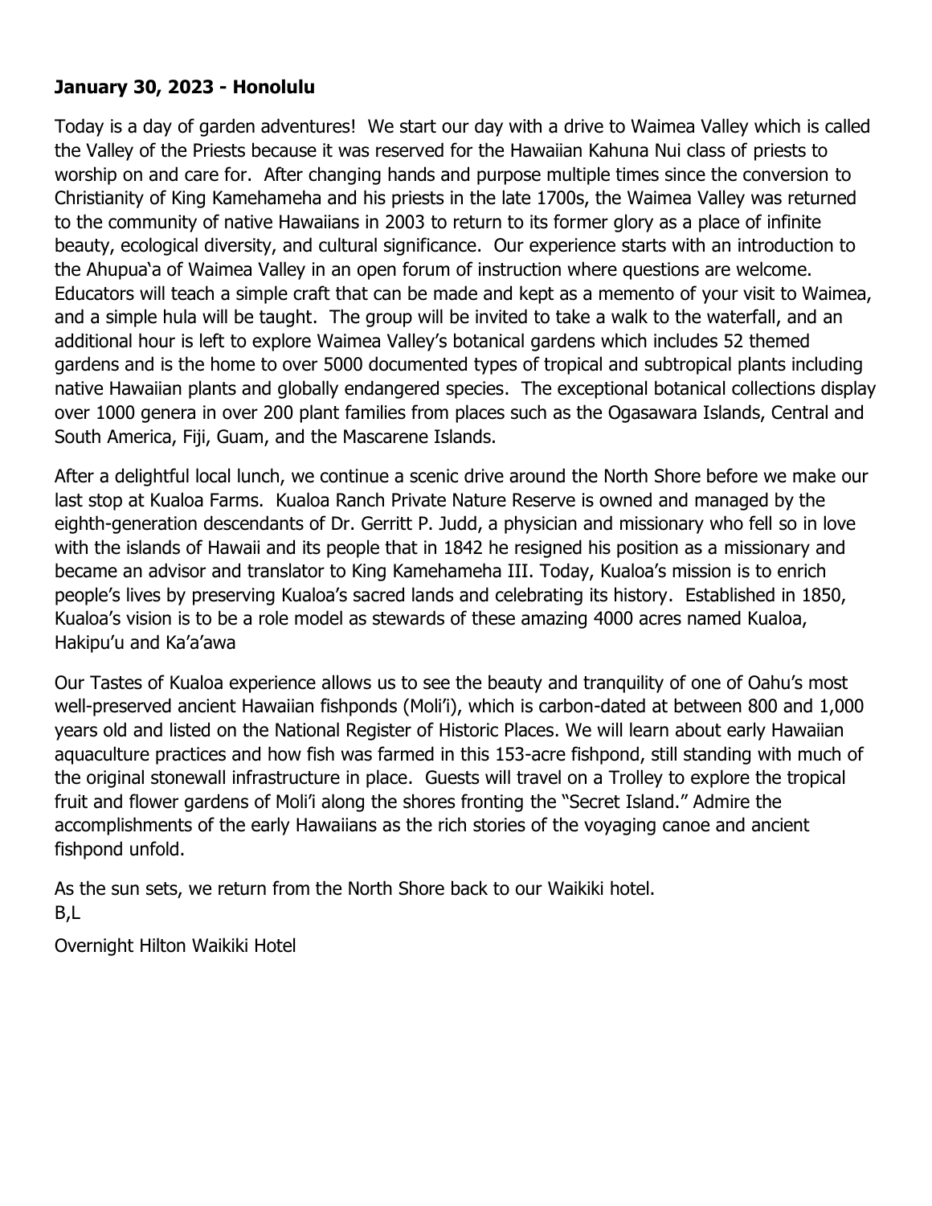**January 30, 2023 - Honolulu**

Today is a day of garden adventures! We start our day with a drive to Waimea Valley which is called the Valley of the Priests because it was reserved for the Hawaiian Kahuna Nui class of priests to worship on and care for. After changing hands and purpose multiple times since the conversion to Christianity of King Kamehameha and his priests in the late 1700s, the Waimea Valley was returned to the community of native Hawaiians in 2003 to return to its former glory as a place of infinite beauty, ecological diversity, and cultural significance. Our experience starts with an introduction to the Ahupuaʻa of Waimea Valley in an open forum of instruction where questions are welcome. Educators will teach a simple craft that can be made and kept as a memento of your visit to Waimea, and a simple hula will be taught. The group will be invited to take a walk to the waterfall, and an additional hour is left to explore Waimea Valley's botanical gardens which includes 52 themed gardens and is the home to over 5000 documented types of tropical and subtropical plants including native Hawaiian plants and globally endangered species. The exceptional botanical collections display over 1000 genera in over 200 plant families from places such as the Ogasawara Islands, Central and South America, Fiji, Guam, and the Mascarene Islands.

After a delightful local lunch, we continue a scenic drive around the North Shore before we make our last stop at Kualoa Farms. Kualoa Ranch Private Nature Reserve is owned and managed by the eighth-generation descendants of Dr. Gerritt P. Judd, a physician and missionary who fell so in love with the islands of Hawaii and its people that in 1842 he resigned his position as a missionary and became an advisor and translator to King Kamehameha III. Today, Kualoa's mission is to enrich people's lives by preserving Kualoa's sacred lands and celebrating its history. Established in 1850, Kualoa's vision is to be a role model as stewards of these amazing 4000 acres named Kualoa, Hakipu'u and Ka'a'awa

Our Tastes of Kualoa experience allows us to see the beauty and tranquility of one of Oahu's most well-preserved ancient Hawaiian fishponds (Moli'i), which is carbon-dated at between 800 and 1,000 years old and listed on the National Register of Historic Places. We will learn about early Hawaiian aquaculture practices and how fish was farmed in this 153-acre fishpond, still standing with much of the original stonewall infrastructure in place. Guests will travel on a Trolley to explore the tropical fruit and flower gardens of Moli'i along the shores fronting the "Secret Island." Admire the accomplishments of the early Hawaiians as the rich stories of the voyaging canoe and ancient fishpond unfold.

As the sun sets, we return from the North Shore back to our Waikiki hotel.
B,L

Overnight Hilton Waikiki Hotel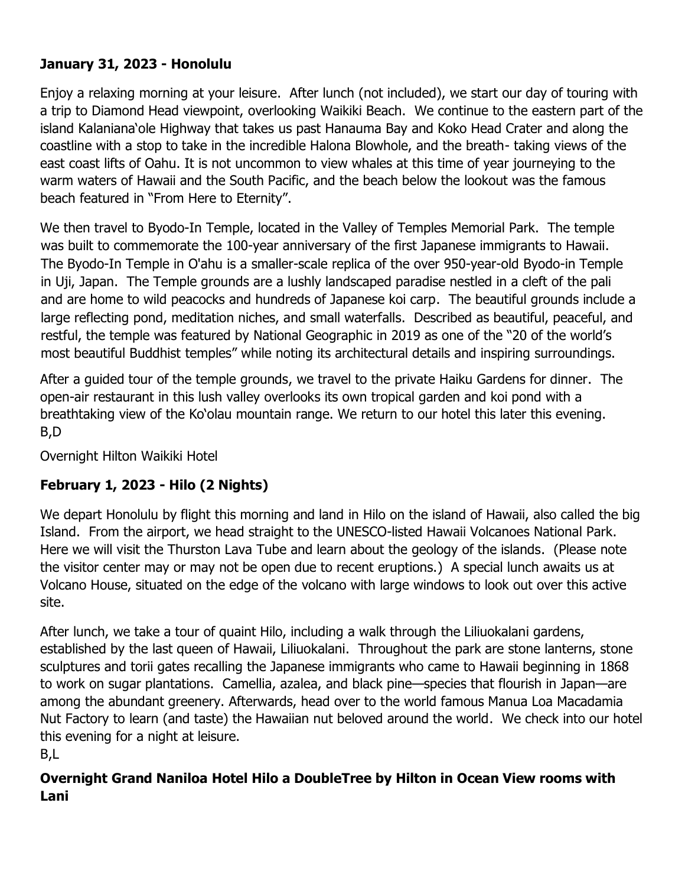**January 31, 2023 - Honolulu**

Enjoy a relaxing morning at your leisure. After lunch (not included), we start our day of touring with a trip to Diamond Head viewpoint, overlooking Waikiki Beach. We continue to the eastern part of the island Kalaniana'ole Highway that takes us past Hanauma Bay and Koko Head Crater and along the coastline with a stop to take in the incredible Halona Blowhole, and the breath- taking views of the east coast lifts of Oahu. It is not uncommon to view whales at this time of year journeying to the warm waters of Hawaii and the South Pacific, and the beach below the lookout was the famous beach featured in "From Here to Eternity".

We then travel to Byodo-In Temple, located in the Valley of Temples Memorial Park. The temple was built to commemorate the 100-year anniversary of the first Japanese immigrants to Hawaii. The Byodo-In Temple in O'ahu is a smaller-scale replica of the over 950-year-old Byodo-in Temple in Uji, Japan. The Temple grounds are a lushly landscaped paradise nestled in a cleft of the pali and are home to wild peacocks and hundreds of Japanese koi carp. The beautiful grounds include a large reflecting pond, meditation niches, and small waterfalls. Described as beautiful, peaceful, and restful, the temple was featured by National Geographic in 2019 as one of the "20 of the world's most beautiful Buddhist temples" while noting its architectural details and inspiring surroundings.

After a guided tour of the temple grounds, we travel to the private Haiku Gardens for dinner. The open-air restaurant in this lush valley overlooks its own tropical garden and koi pond with a breathtaking view of the Ko'olau mountain range. We return to our hotel this later this evening.
B,D

Overnight Hilton Waikiki Hotel

**February 1, 2023 - Hilo (2 Nights)**

We depart Honolulu by flight this morning and land in Hilo on the island of Hawaii, also called the big Island. From the airport, we head straight to the UNESCO-listed Hawaii Volcanoes National Park. Here we will visit the Thurston Lava Tube and learn about the geology of the islands. (Please note the visitor center may or may not be open due to recent eruptions.) A special lunch awaits us at Volcano House, situated on the edge of the volcano with large windows to look out over this active site.

After lunch, we take a tour of quaint Hilo, including a walk through the Liliuokalani gardens, established by the last queen of Hawaii, Liliuokalani. Throughout the park are stone lanterns, stone sculptures and torii gates recalling the Japanese immigrants who came to Hawaii beginning in 1868 to work on sugar plantations. Camellia, azalea, and black pine—species that flourish in Japan—are among the abundant greenery. Afterwards, head over to the world famous Manua Loa Macadamia Nut Factory to learn (and taste) the Hawaiian nut beloved around the world. We check into our hotel this evening for a night at leisure.
B,L

**Overnight Grand Naniloa Hotel Hilo a DoubleTree by Hilton in Ocean View rooms with Lani**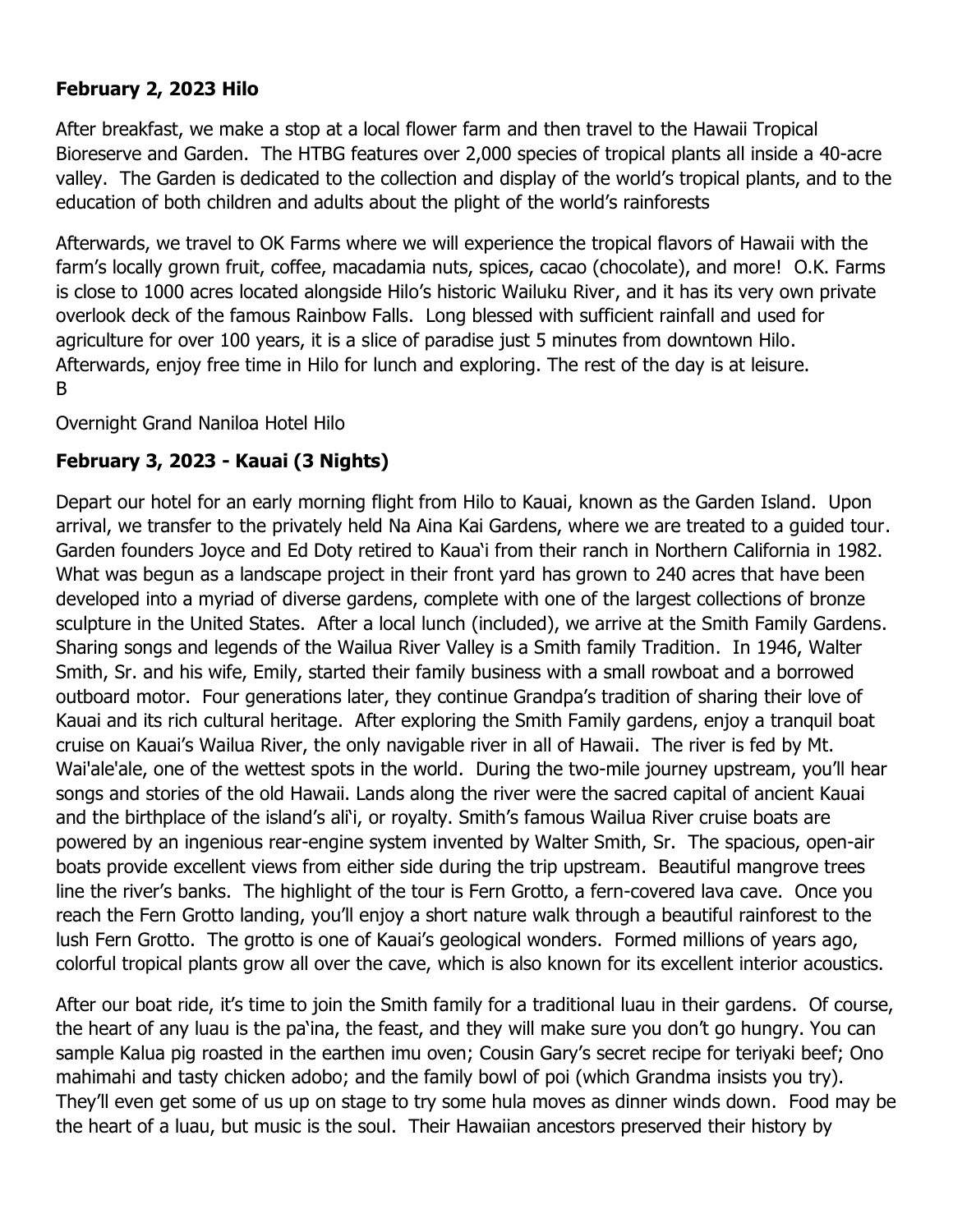**February 2, 2023 Hilo**

After breakfast, we make a stop at a local flower farm and then travel to the Hawaii Tropical Bioreserve and Garden. The HTBG features over 2,000 species of tropical plants all inside a 40-acre valley. The Garden is dedicated to the collection and display of the world's tropical plants, and to the education of both children and adults about the plight of the world's rainforests

Afterwards, we travel to OK Farms where we will experience the tropical flavors of Hawaii with the farm's locally grown fruit, coffee, macadamia nuts, spices, cacao (chocolate), and more! O.K. Farms is close to 1000 acres located alongside Hilo's historic Wailuku River, and it has its very own private overlook deck of the famous Rainbow Falls. Long blessed with sufficient rainfall and used for agriculture for over 100 years, it is a slice of paradise just 5 minutes from downtown Hilo. Afterwards, enjoy free time in Hilo for lunch and exploring. The rest of the day is at leisure.
B

Overnight Grand Naniloa Hotel Hilo

**February 3, 2023 - Kauai (3 Nights)**

Depart our hotel for an early morning flight from Hilo to Kauai, known as the Garden Island. Upon arrival, we transfer to the privately held Na Aina Kai Gardens, where we are treated to a guided tour. Garden founders Joyce and Ed Doty retired to Kaua'i from their ranch in Northern California in 1982. What was begun as a landscape project in their front yard has grown to 240 acres that have been developed into a myriad of diverse gardens, complete with one of the largest collections of bronze sculpture in the United States. After a local lunch (included), we arrive at the Smith Family Gardens. Sharing songs and legends of the Wailua River Valley is a Smith family Tradition. In 1946, Walter Smith, Sr. and his wife, Emily, started their family business with a small rowboat and a borrowed outboard motor. Four generations later, they continue Grandpa's tradition of sharing their love of Kauai and its rich cultural heritage. After exploring the Smith Family gardens, enjoy a tranquil boat cruise on Kauai's Wailua River, the only navigable river in all of Hawaii. The river is fed by Mt. Wai'ale'ale, one of the wettest spots in the world. During the two-mile journey upstream, you'll hear songs and stories of the old Hawaii. Lands along the river were the sacred capital of ancient Kauai and the birthplace of the island's ali'i, or royalty. Smith's famous Wailua River cruise boats are powered by an ingenious rear-engine system invented by Walter Smith, Sr. The spacious, open-air boats provide excellent views from either side during the trip upstream. Beautiful mangrove trees line the river's banks. The highlight of the tour is Fern Grotto, a fern-covered lava cave. Once you reach the Fern Grotto landing, you'll enjoy a short nature walk through a beautiful rainforest to the lush Fern Grotto. The grotto is one of Kauai's geological wonders. Formed millions of years ago, colorful tropical plants grow all over the cave, which is also known for its excellent interior acoustics.

After our boat ride, it's time to join the Smith family for a traditional luau in their gardens. Of course, the heart of any luau is the pa'ina, the feast, and they will make sure you don't go hungry. You can sample Kalua pig roasted in the earthen imu oven; Cousin Gary's secret recipe for teriyaki beef; Ono mahimahi and tasty chicken adobo; and the family bowl of poi (which Grandma insists you try). They'll even get some of us up on stage to try some hula moves as dinner winds down. Food may be the heart of a luau, but music is the soul. Their Hawaiian ancestors preserved their history by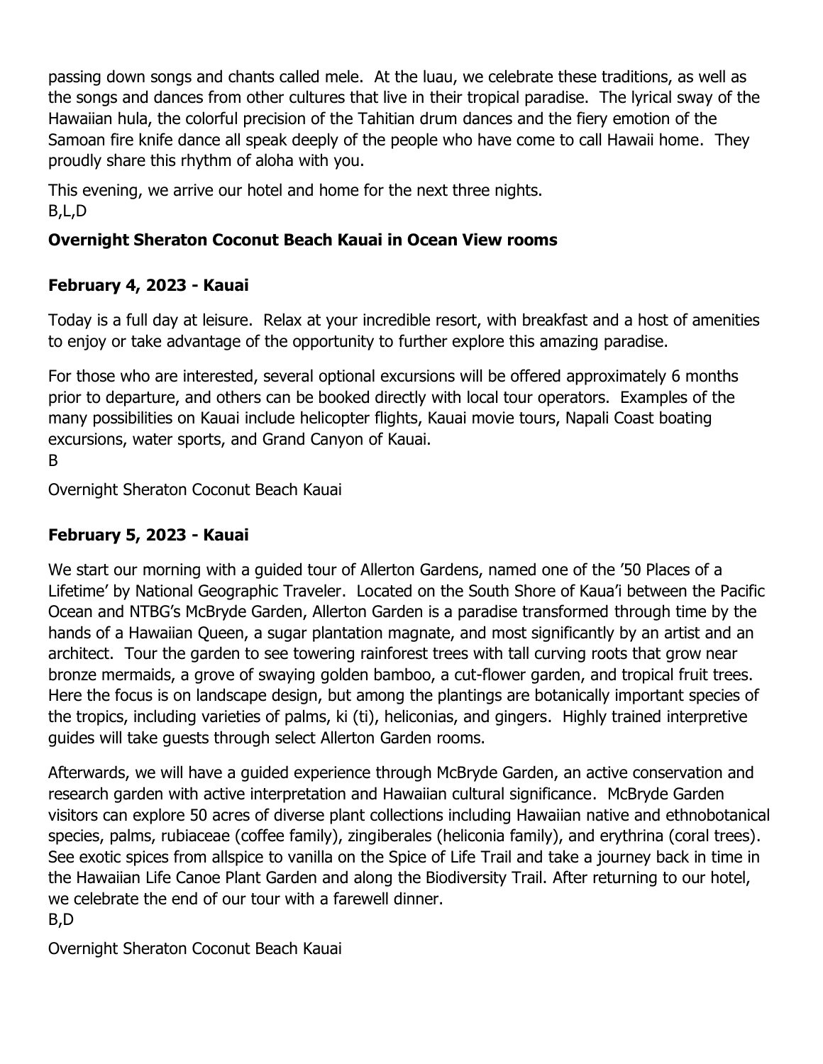passing down songs and chants called mele. At the luau, we celebrate these traditions, as well as the songs and dances from other cultures that live in their tropical paradise. The lyrical sway of the Hawaiian hula, the colorful precision of the Tahitian drum dances and the fiery emotion of the Samoan fire knife dance all speak deeply of the people who have come to call Hawaii home. They proudly share this rhythm of aloha with you.

This evening, we arrive our hotel and home for the next three nights.
B,L,D

**Overnight Sheraton Coconut Beach Kauai in Ocean View rooms**

### February 4, 2023 - Kauai

Today is a full day at leisure. Relax at your incredible resort, with breakfast and a host of amenities to enjoy or take advantage of the opportunity to further explore this amazing paradise.

For those who are interested, several optional excursions will be offered approximately 6 months prior to departure, and others can be booked directly with local tour operators. Examples of the many possibilities on Kauai include helicopter flights, Kauai movie tours, Napali Coast boating excursions, water sports, and Grand Canyon of Kauai.
B

Overnight Sheraton Coconut Beach Kauai

### February 5, 2023 - Kauai

We start our morning with a guided tour of Allerton Gardens, named one of the '50 Places of a Lifetime' by National Geographic Traveler. Located on the South Shore of Kaua'i between the Pacific Ocean and NTBG's McBryde Garden, Allerton Garden is a paradise transformed through time by the hands of a Hawaiian Queen, a sugar plantation magnate, and most significantly by an artist and an architect. Tour the garden to see towering rainforest trees with tall curving roots that grow near bronze mermaids, a grove of swaying golden bamboo, a cut-flower garden, and tropical fruit trees. Here the focus is on landscape design, but among the plantings are botanically important species of the tropics, including varieties of palms, ki (ti), heliconias, and gingers. Highly trained interpretive guides will take guests through select Allerton Garden rooms.

Afterwards, we will have a guided experience through McBryde Garden, an active conservation and research garden with active interpretation and Hawaiian cultural significance. McBryde Garden visitors can explore 50 acres of diverse plant collections including Hawaiian native and ethnobotanical species, palms, rubiaceae (coffee family), zingiberales (heliconia family), and erythrina (coral trees). See exotic spices from allspice to vanilla on the Spice of Life Trail and take a journey back in time in the Hawaiian Life Canoe Plant Garden and along the Biodiversity Trail. After returning to our hotel, we celebrate the end of our tour with a farewell dinner.
B,D

Overnight Sheraton Coconut Beach Kauai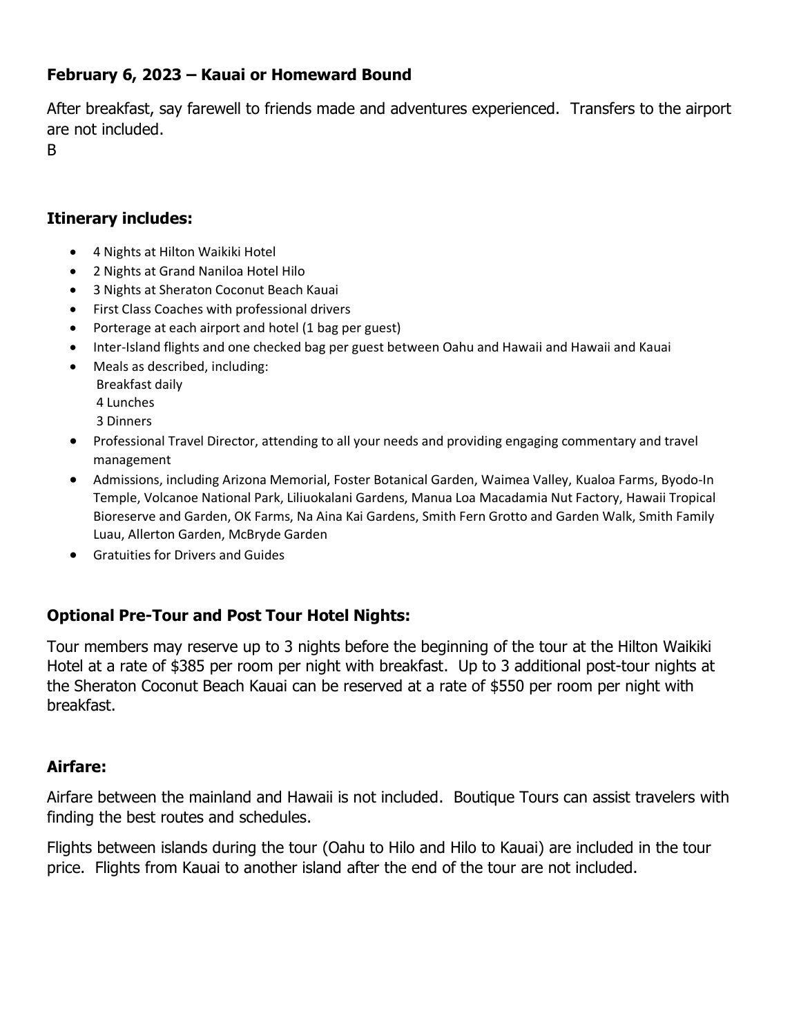### February 6, 2023 – Kauai or Homeward Bound

After breakfast, say farewell to friends made and adventures experienced. Transfers to the airport are not included.
B

### Itinerary includes:

- 4 Nights at Hilton Waikiki Hotel
- 2 Nights at Grand Naniloa Hotel Hilo
- 3 Nights at Sheraton Coconut Beach Kauai
- First Class Coaches with professional drivers
- Porterage at each airport and hotel (1 bag per guest)
- Inter-Island flights and one checked bag per guest between Oahu and Hawaii and Hawaii and Kauai
- Meals as described, including:
  Breakfast daily
  4 Lunches
  3 Dinners
- Professional Travel Director, attending to all your needs and providing engaging commentary and travel management
- Admissions, including Arizona Memorial, Foster Botanical Garden, Waimea Valley, Kualoa Farms, Byodo-In Temple, Volcanoe National Park, Liliuokalani Gardens, Manua Loa Macadamia Nut Factory, Hawaii Tropical Bioreserve and Garden, OK Farms, Na Aina Kai Gardens, Smith Fern Grotto and Garden Walk, Smith Family Luau, Allerton Garden, McBryde Garden
- Gratuities for Drivers and Guides

### Optional Pre-Tour and Post Tour Hotel Nights:

Tour members may reserve up to 3 nights before the beginning of the tour at the Hilton Waikiki Hotel at a rate of $385 per room per night with breakfast. Up to 3 additional post-tour nights at the Sheraton Coconut Beach Kauai can be reserved at a rate of $550 per room per night with breakfast.

### Airfare:

Airfare between the mainland and Hawaii is not included. Boutique Tours can assist travelers with finding the best routes and schedules.

Flights between islands during the tour (Oahu to Hilo and Hilo to Kauai) are included in the tour price. Flights from Kauai to another island after the end of the tour are not included.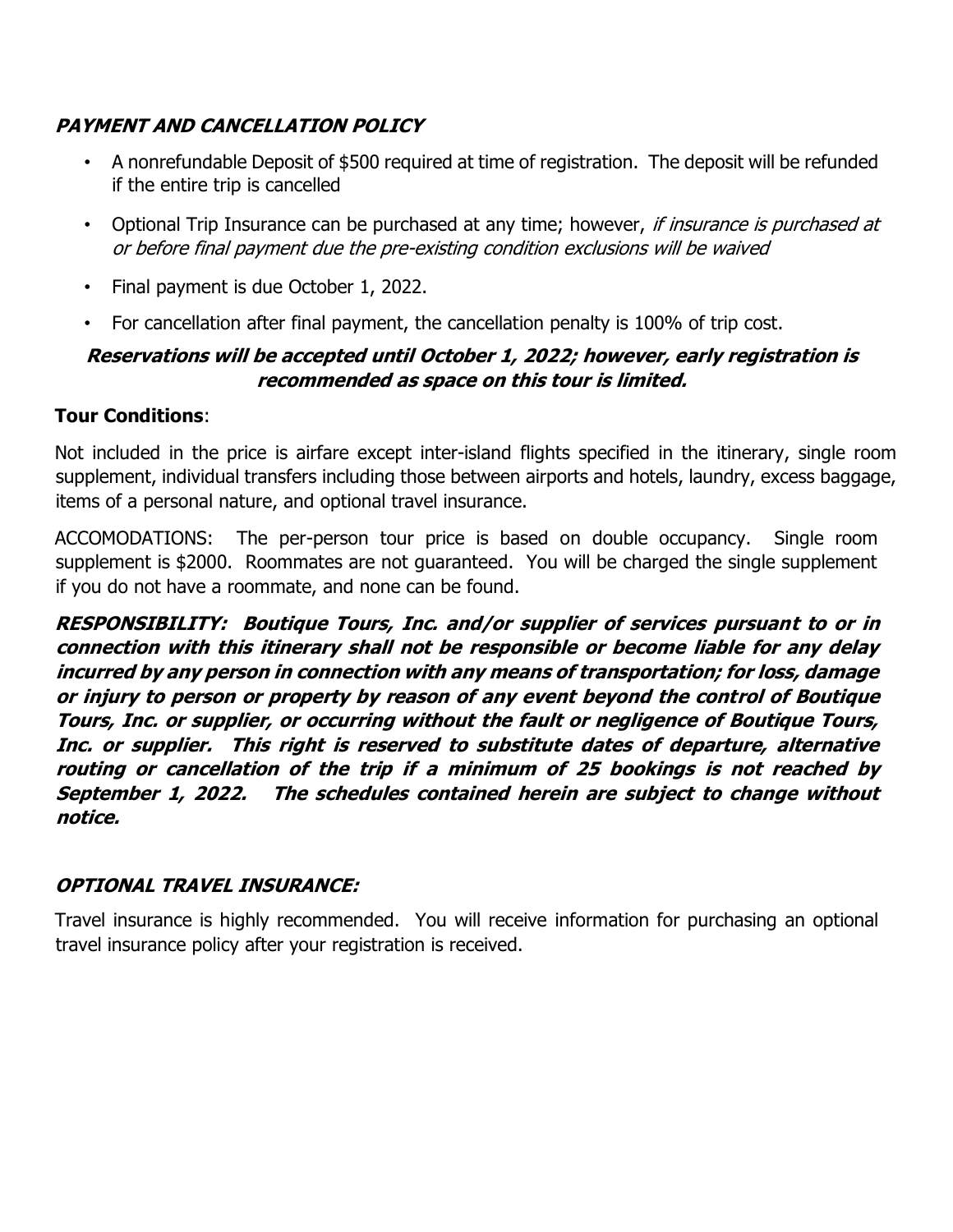## ***PAYMENT AND CANCELLATION POLICY***

- A nonrefundable Deposit of $500 required at time of registration. The deposit will be refunded if the entire trip is cancelled
- Optional Trip Insurance can be purchased at any time; however, *if insurance is purchased at or before final payment due the pre-existing condition exclusions will be waived*
- Final payment is due October 1, 2022.
- For cancellation after final payment, the cancellation penalty is 100% of trip cost.

***Reservations will be accepted until October 1, 2022; however, early registration is recommended as space on this tour is limited.***

**Tour Conditions**:

Not included in the price is airfare except inter-island flights specified in the itinerary, single room supplement, individual transfers including those between airports and hotels, laundry, excess baggage, items of a personal nature, and optional travel insurance.

ACCOMODATIONS: The per-person tour price is based on double occupancy. Single room supplement is $2000. Roommates are not guaranteed. You will be charged the single supplement if you do not have a roommate, and none can be found.

***RESPONSIBILITY: Boutique Tours, Inc. and/or supplier of services pursuant to or in connection with this itinerary shall not be responsible or become liable for any delay incurred by any person in connection with any means of transportation; for loss, damage or injury to person or property by reason of any event beyond the control of Boutique Tours, Inc. or supplier, or occurring without the fault or negligence of Boutique Tours, Inc. or supplier. This right is reserved to substitute dates of departure, alternative routing or cancellation of the trip if a minimum of 25 bookings is not reached by September 1, 2022. The schedules contained herein are subject to change without notice.***

## ***OPTIONAL TRAVEL INSURANCE:***

Travel insurance is highly recommended. You will receive information for purchasing an optional travel insurance policy after your registration is received.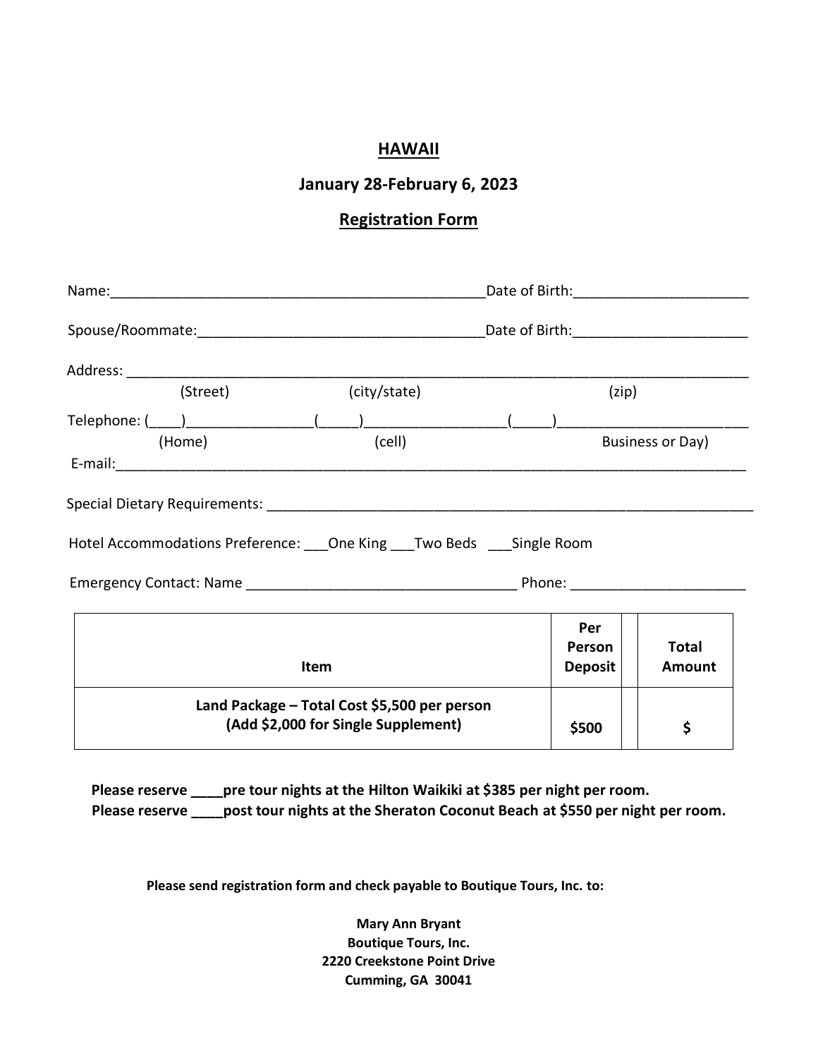## HAWAII

### January 28-February 6, 2023

### Registration Form

Name:\_\_\_\_\_\_\_\_\_\_\_\_\_\_\_\_\_\_\_\_\_\_\_\_\_\_\_\_\_\_\_\_\_\_\_\_\_\_\_\_\_\_\_\_\_\_\_\_Date of Birth:\_\_\_\_\_\_\_\_\_\_\_\_\_\_\_\_\_\_\_\_\_\_

Spouse/Roommate:\_\_\_\_\_\_\_\_\_\_\_\_\_\_\_\_\_\_\_\_\_\_\_\_\_\_\_\_\_\_\_\_\_\_\_\_\_Date of Birth:\_\_\_\_\_\_\_\_\_\_\_\_\_\_\_\_\_\_\_\_\_\_

Address: \_\_\_\_\_\_\_\_\_\_\_\_\_\_\_\_\_\_\_\_\_\_\_\_\_\_\_\_\_\_\_\_\_\_\_\_\_\_\_\_\_\_\_\_\_\_\_\_\_\_\_\_\_\_\_\_\_\_\_\_\_\_\_\_\_\_\_\_\_\_\_\_\_\_\_\_\_\_\_
(Street) (city/state) (zip)

Telephone: (\_\_\_\_)\_\_\_\_\_\_\_\_\_\_\_\_\_\_\_\_(\_\_\_\_\_)\_\_\_\_\_\_\_\_\_\_\_\_\_\_\_\_\_\_(\_\_\_\_\_)\_\_\_\_\_\_\_\_\_\_\_\_\_\_\_\_\_\_\_\_\_\_\_\_
(Home) (cell) Business or Day)

E-mail:\_\_\_\_\_\_\_\_\_\_\_\_\_\_\_\_\_\_\_\_\_\_\_\_\_\_\_\_\_\_\_\_\_\_\_\_\_\_\_\_\_\_\_\_\_\_\_\_\_\_\_\_\_\_\_\_\_\_\_\_\_\_\_\_\_\_\_\_\_\_\_\_\_\_\_\_\_\_\_\_

Special Dietary Requirements: \_\_\_\_\_\_\_\_\_\_\_\_\_\_\_\_\_\_\_\_\_\_\_\_\_\_\_\_\_\_\_\_\_\_\_\_\_\_\_\_\_\_\_\_\_\_\_\_\_\_\_\_\_\_\_\_\_\_\_\_\_\_\_

Hotel Accommodations Preference: \_\_\_One King \_\_\_Two Beds \_\_\_Single Room

Emergency Contact: Name \_\_\_\_\_\_\_\_\_\_\_\_\_\_\_\_\_\_\_\_\_\_\_\_\_\_\_\_\_\_\_\_\_\_\_ Phone: \_\_\_\_\_\_\_\_\_\_\_\_\_\_\_\_\_\_\_\_\_\_

| Item | Per Person Deposit | | Total Amount |
|---|---|---|---|
| **Land Package – Total Cost $5,500 per person (Add $2,000 for Single Supplement)** | **$500** | | **$** |

**Please reserve \_\_\_\_pre tour nights at the Hilton Waikiki at $385 per night per room.**
**Please reserve \_\_\_\_post tour nights at the Sheraton Coconut Beach at $550 per night per room.**

**Please send registration form and check payable to Boutique Tours, Inc. to:**

**Mary Ann Bryant**
**Boutique Tours, Inc.**
**2220 Creekstone Point Drive**
**Cumming, GA 30041**